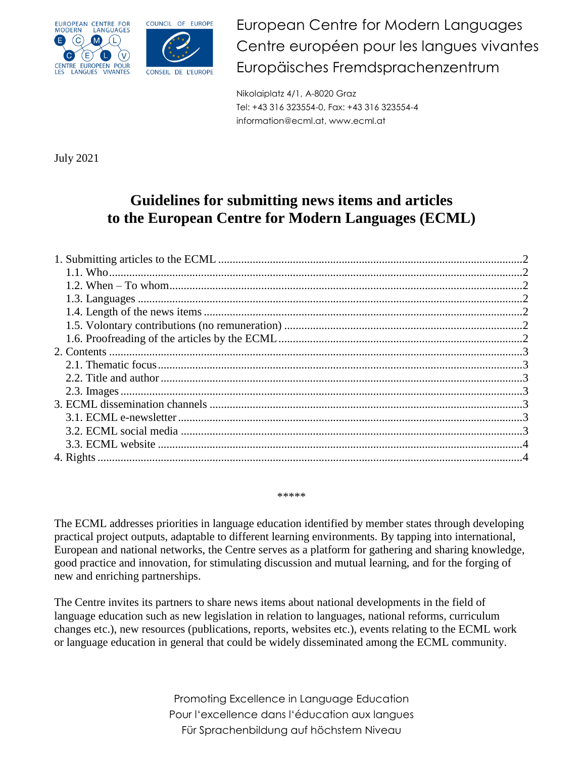European Centre for Modern Languages
Centre européen pour les langues vivantes
Europäisches Fremdsprachenzentrum

Nikolaiplatz 4/1, A-8020 Graz
Tel: +43 316 323554-0, Fax: +43 316 323554-4
information@ecml.at, www.ecml.at

July 2021

# Guidelines for submitting news items and articles to the European Centre for Modern Languages (ECML)

1. Submitting articles to the ECML ........ 2
   - 1.1. Who ........ 2
   - 1.2. When – To whom ........ 2
   - 1.3. Languages ........ 2
   - 1.4. Length of the news items ........ 2
   - 1.5. Volontary contributions (no remuneration) ........ 2
   - 1.6. Proofreading of the articles by the ECML ........ 2
2. Contents ........ 3
   - 2.1. Thematic focus ........ 3
   - 2.2. Title and author ........ 3
   - 2.3. Images ........ 3
3. ECML dissemination channels ........ 3
   - 3.1. ECML e-newsletter ........ 3
   - 3.2. ECML social media ........ 3
   - 3.3. ECML website ........ 4
4. Rights ........ 4

*****

The ECML addresses priorities in language education identified by member states through developing practical project outputs, adaptable to different learning environments. By tapping into international, European and national networks, the Centre serves as a platform for gathering and sharing knowledge, good practice and innovation, for stimulating discussion and mutual learning, and for the forging of new and enriching partnerships.

The Centre invites its partners to share news items about national developments in the field of language education such as new legislation in relation to languages, national reforms, curriculum changes etc.), new resources (publications, reports, websites etc.), events relating to the ECML work or language education in general that could be widely disseminated among the ECML community.

Promoting Excellence in Language Education
Pour l'excellence dans l'éducation aux langues
Für Sprachenbildung auf höchstem Niveau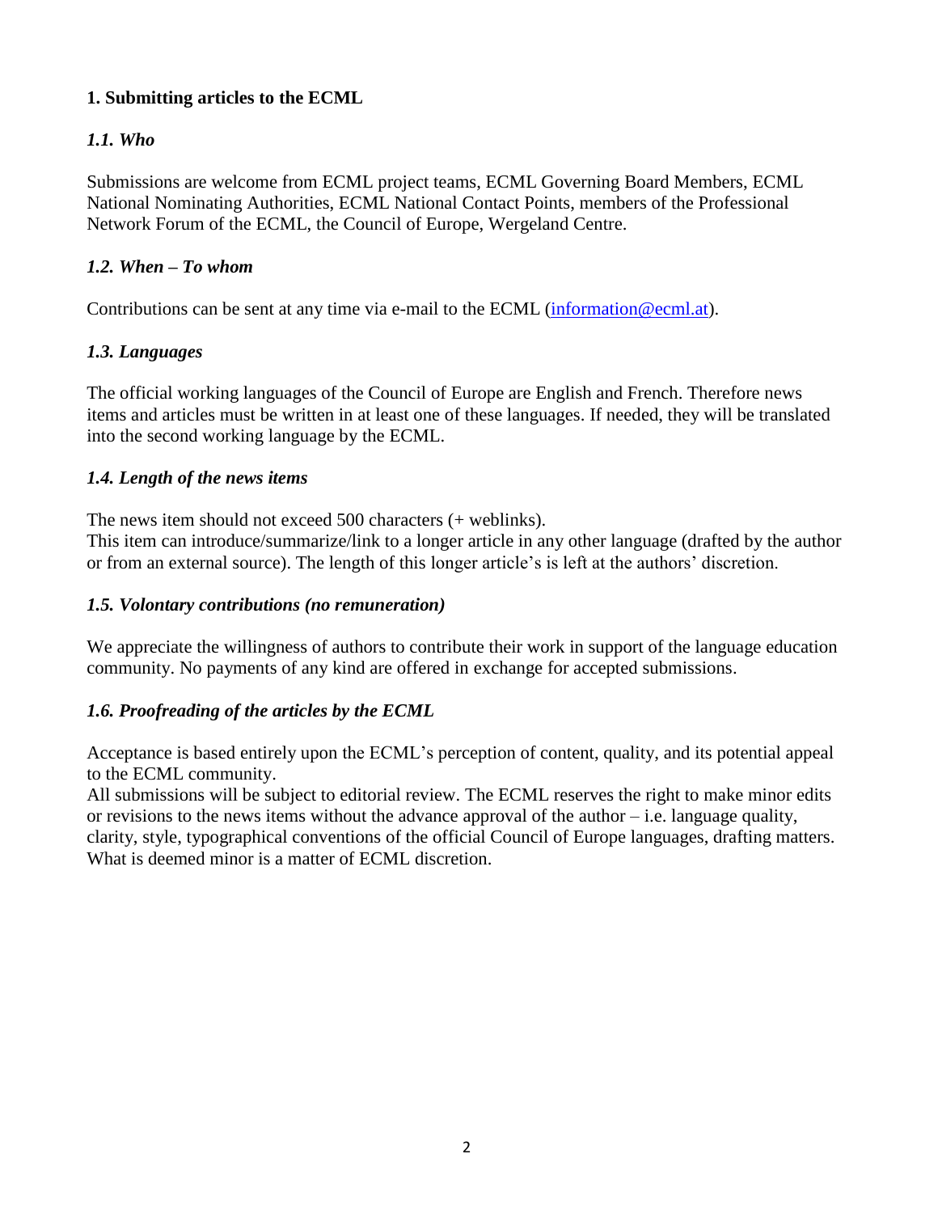## 1. Submitting articles to the ECML

### *1.1. Who*

Submissions are welcome from ECML project teams, ECML Governing Board Members, ECML National Nominating Authorities, ECML National Contact Points, members of the Professional Network Forum of the ECML, the Council of Europe, Wergeland Centre.

### *1.2. When – To whom*

Contributions can be sent at any time via e-mail to the ECML (information@ecml.at).

### *1.3. Languages*

The official working languages of the Council of Europe are English and French. Therefore news items and articles must be written in at least one of these languages. If needed, they will be translated into the second working language by the ECML.

### *1.4. Length of the news items*

The news item should not exceed 500 characters (+ weblinks).
This item can introduce/summarize/link to a longer article in any other language (drafted by the author or from an external source). The length of this longer article's is left at the authors' discretion.

### *1.5. Volontary contributions (no remuneration)*

We appreciate the willingness of authors to contribute their work in support of the language education community. No payments of any kind are offered in exchange for accepted submissions.

### *1.6. Proofreading of the articles by the ECML*

Acceptance is based entirely upon the ECML's perception of content, quality, and its potential appeal to the ECML community.
All submissions will be subject to editorial review. The ECML reserves the right to make minor edits or revisions to the news items without the advance approval of the author – i.e. language quality, clarity, style, typographical conventions of the official Council of Europe languages, drafting matters. What is deemed minor is a matter of ECML discretion.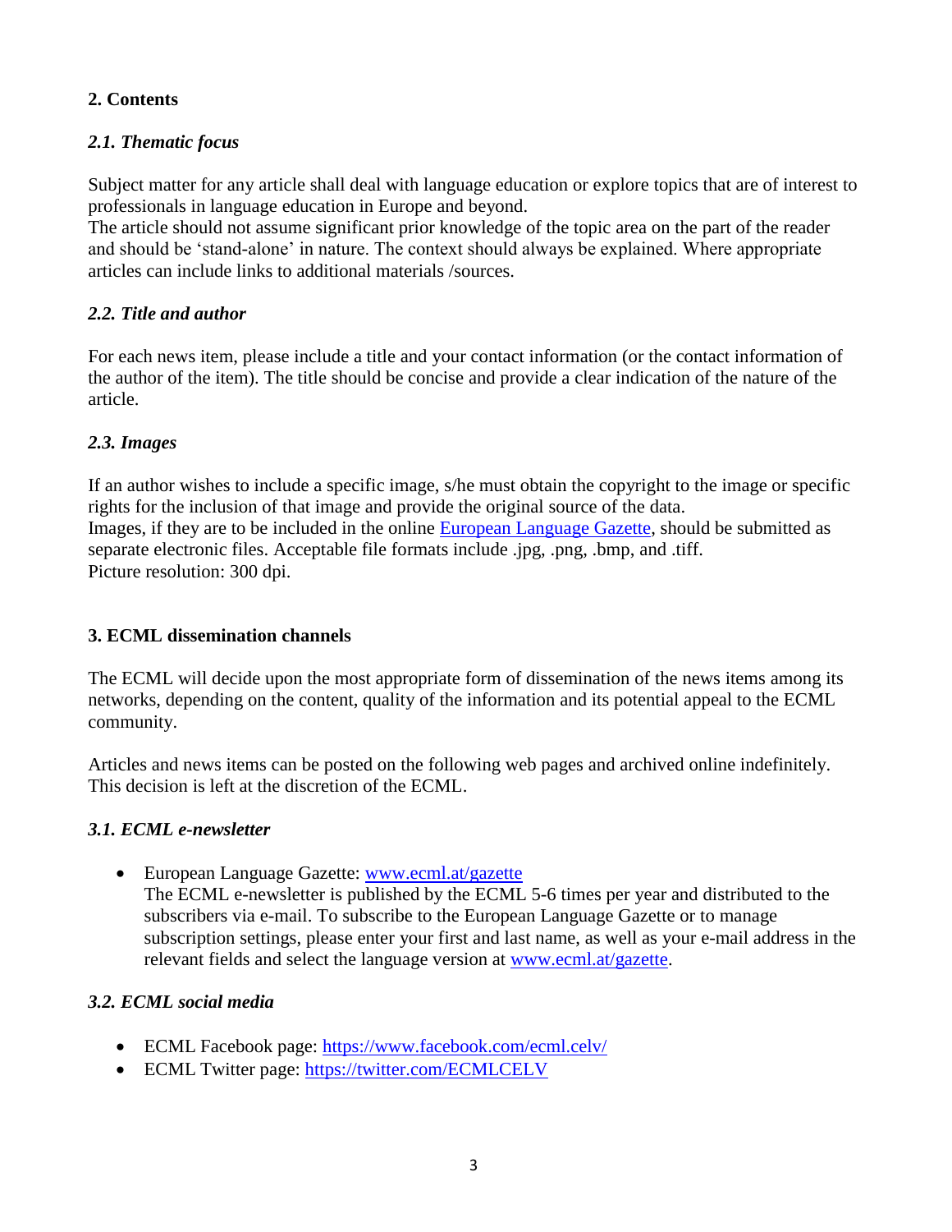## 2. Contents

### *2.1. Thematic focus*

Subject matter for any article shall deal with language education or explore topics that are of interest to professionals in language education in Europe and beyond.
The article should not assume significant prior knowledge of the topic area on the part of the reader and should be 'stand-alone' in nature. The context should always be explained. Where appropriate articles can include links to additional materials /sources.

### *2.2. Title and author*

For each news item, please include a title and your contact information (or the contact information of the author of the item). The title should be concise and provide a clear indication of the nature of the article.

### *2.3. Images*

If an author wishes to include a specific image, s/he must obtain the copyright to the image or specific rights for the inclusion of that image and provide the original source of the data.
Images, if they are to be included in the online [European Language Gazette](www.ecml.at/gazette), should be submitted as separate electronic files. Acceptable file formats include .jpg, .png, .bmp, and .tiff.
Picture resolution: 300 dpi.

## 3. ECML dissemination channels

The ECML will decide upon the most appropriate form of dissemination of the news items among its networks, depending on the content, quality of the information and its potential appeal to the ECML community.

Articles and news items can be posted on the following web pages and archived online indefinitely. This decision is left at the discretion of the ECML.

### *3.1. ECML e-newsletter*

- European Language Gazette: [www.ecml.at/gazette](www.ecml.at/gazette)
  The ECML e-newsletter is published by the ECML 5-6 times per year and distributed to the subscribers via e-mail. To subscribe to the European Language Gazette or to manage subscription settings, please enter your first and last name, as well as your e-mail address in the relevant fields and select the language version at [www.ecml.at/gazette](www.ecml.at/gazette).

### *3.2. ECML social media*

- ECML Facebook page: [https://www.facebook.com/ecml.celv/](https://www.facebook.com/ecml.celv/)
- ECML Twitter page: [https://twitter.com/ECMLCELV](https://twitter.com/ECMLCELV)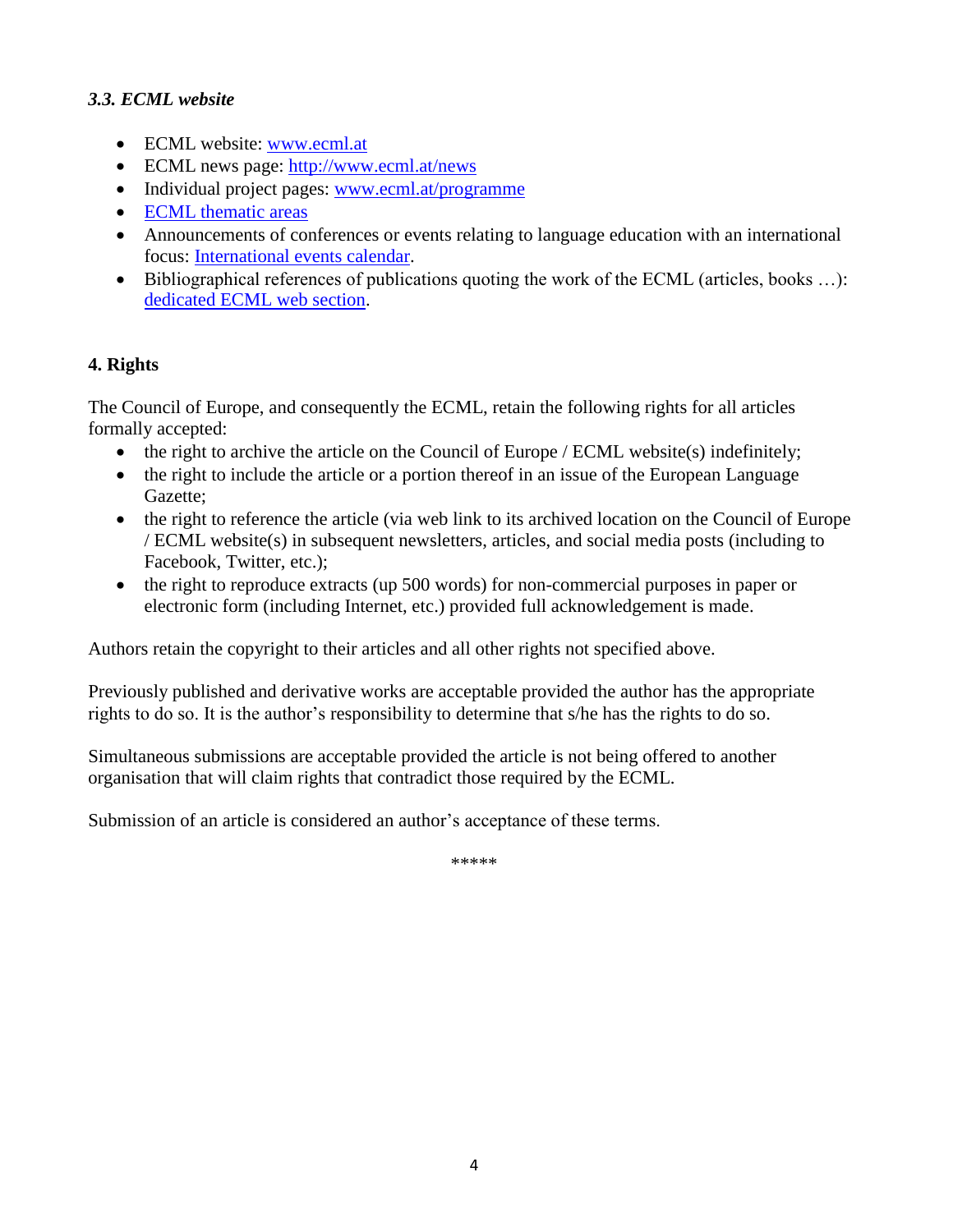### *3.3. ECML website*

- ECML website: www.ecml.at
- ECML news page: http://www.ecml.at/news
- Individual project pages: www.ecml.at/programme
- ECML thematic areas
- Announcements of conferences or events relating to language education with an international focus: International events calendar.
- Bibliographical references of publications quoting the work of the ECML (articles, books …): dedicated ECML web section.

## 4. Rights

The Council of Europe, and consequently the ECML, retain the following rights for all articles formally accepted:

- the right to archive the article on the Council of Europe / ECML website(s) indefinitely;
- the right to include the article or a portion thereof in an issue of the European Language Gazette;
- the right to reference the article (via web link to its archived location on the Council of Europe / ECML website(s) in subsequent newsletters, articles, and social media posts (including to Facebook, Twitter, etc.);
- the right to reproduce extracts (up 500 words) for non-commercial purposes in paper or electronic form (including Internet, etc.) provided full acknowledgement is made.

Authors retain the copyright to their articles and all other rights not specified above.

Previously published and derivative works are acceptable provided the author has the appropriate rights to do so. It is the author's responsibility to determine that s/he has the rights to do so.

Simultaneous submissions are acceptable provided the article is not being offered to another organisation that will claim rights that contradict those required by the ECML.

Submission of an article is considered an author's acceptance of these terms.

*****